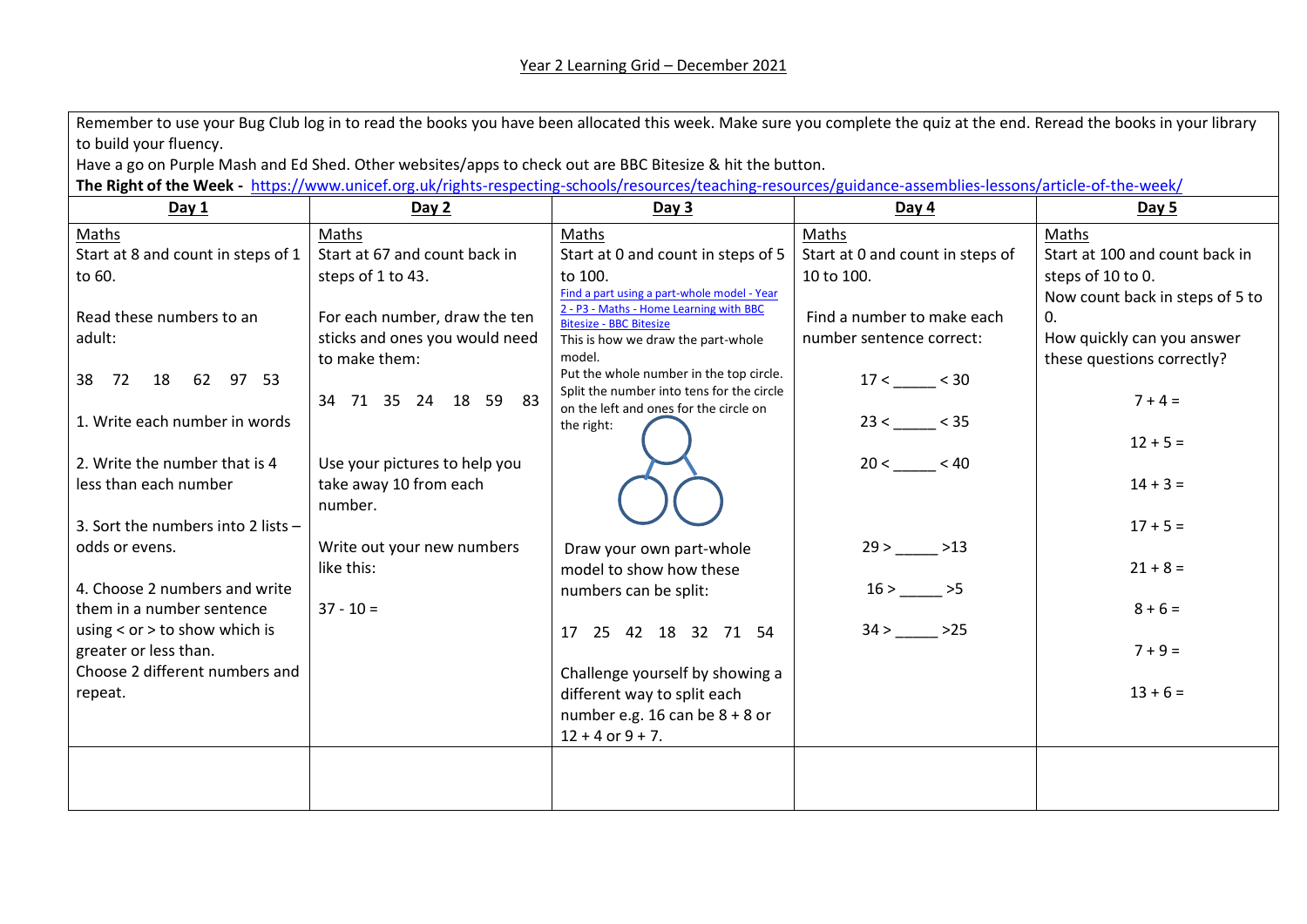Year 2 Learning Grid – December 2021

Remember to use your Bug Club log in to read the books you have been allocated this week. Make sure you complete the quiz at the end. Reread the books in your library to build your fluency.

Have a go on Purple Mash and Ed Shed. Other websites/apps to check out are BBC Bitesize & hit the button.

**The Right of the Week -** https://www.unicef.org.uk/rights-respecting-schools/resources/teaching-resources/guidance-assemblies-lessons/article-of-the-week/

| **Day 1** | **Day 2** | **Day 3** | **Day 4** | **Day 5** |
|---|---|---|---|---|
| Maths<br>Start at 8 and count in steps of 1 to 60.<br><br>Read these numbers to an adult:<br><br>38 72 18 62 97 53<br><br>1. Write each number in words<br><br>2. Write the number that is 4 less than each number<br><br>3. Sort the numbers into 2 lists – odds or evens.<br><br>4. Choose 2 numbers and write them in a number sentence using < or > to show which is greater or less than.<br>Choose 2 different numbers and repeat. | Maths<br>Start at 67 and count back in steps of 1 to 43.<br><br>For each number, draw the ten sticks and ones you would need to make them:<br><br>34 71 35 24 18 59 83<br><br>Use your pictures to help you take away 10 from each number.<br><br>Write out your new numbers like this:<br><br>37 - 10 = | Maths<br>Start at 0 and count in steps of 5 to 100.<br>[Find a part using a part-whole model - Year 2 - P3 - Maths - Home Learning with BBC Bitesize - BBC Bitesize]<br>This is how we draw the part-whole model.<br>Put the whole number in the top circle. Split the number into tens for the circle on the left and ones for the circle on the right:<br><br>Draw your own part-whole model to show how these numbers can be split:<br><br>17 25 42 18 32 71 54<br><br>Challenge yourself by showing a different way to split each number e.g. 16 can be 8 + 8 or 12 + 4 or 9 + 7. | Maths<br>Start at 0 and count in steps of 10 to 100.<br><br>Find a number to make each number sentence correct:<br><br>17 < _____ < 30<br><br>23 < _____ < 35<br><br>20 < _____ < 40<br><br>29 > _____ >13<br><br>16 > _____ >5<br><br>34 > _____ >25 | Maths<br>Start at 100 and count back in steps of 10 to 0.<br>Now count back in steps of 5 to 0.<br>How quickly can you answer these questions correctly?<br><br>7 + 4 =<br><br>12 + 5 =<br><br>14 + 3 =<br><br>17 + 5 =<br><br>21 + 8 =<br><br>8 + 6 =<br><br>7 + 9 =<br><br>13 + 6 = |
| | | | | |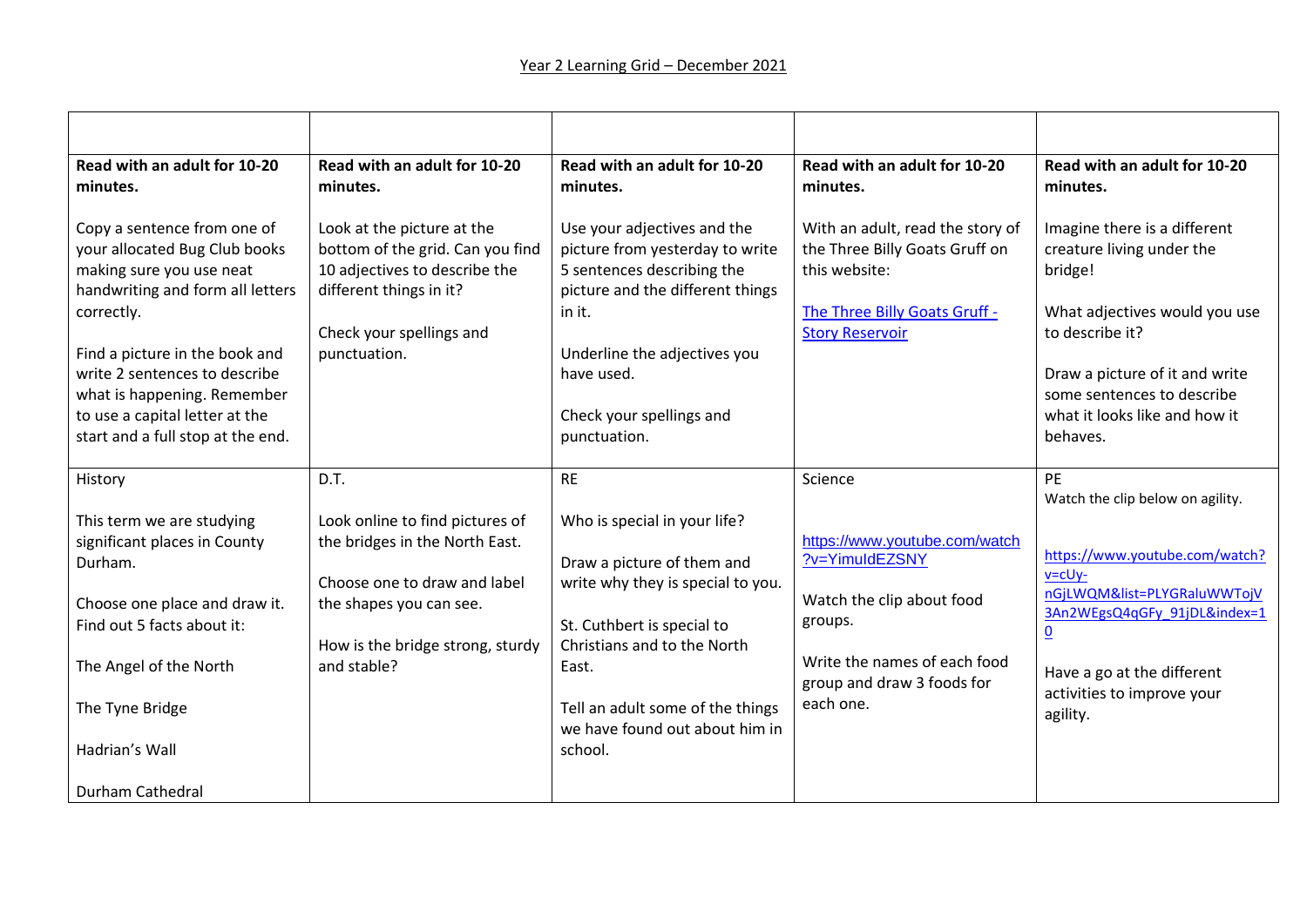Year 2 Learning Grid – December 2021

| | | | | |
|---|---|---|---|---|
| **Read with an adult for 10-20 minutes.**<br><br>Copy a sentence from one of your allocated Bug Club books making sure you use neat handwriting and form all letters correctly.<br><br>Find a picture in the book and write 2 sentences to describe what is happening. Remember to use a capital letter at the start and a full stop at the end. | **Read with an adult for 10-20 minutes.**<br><br>Look at the picture at the bottom of the grid. Can you find 10 adjectives to describe the different things in it?<br><br>Check your spellings and punctuation. | **Read with an adult for 10-20 minutes.**<br><br>Use your adjectives and the picture from yesterday to write 5 sentences describing the picture and the different things in it.<br><br>Underline the adjectives you have used.<br><br>Check your spellings and punctuation. | **Read with an adult for 10-20 minutes.**<br><br>With an adult, read the story of the Three Billy Goats Gruff on this website:<br><br>The Three Billy Goats Gruff - Story Reservoir | **Read with an adult for 10-20 minutes.**<br><br>Imagine there is a different creature living under the bridge!<br><br>What adjectives would you use to describe it?<br><br>Draw a picture of it and write some sentences to describe what it looks like and how it behaves. |
| History<br><br>This term we are studying significant places in County Durham.<br><br>Choose one place and draw it. Find out 5 facts about it:<br><br>The Angel of the North<br><br>The Tyne Bridge<br><br>Hadrian's Wall<br><br>Durham Cathedral | D.T.<br><br>Look online to find pictures of the bridges in the North East.<br><br>Choose one to draw and label the shapes you can see.<br><br>How is the bridge strong, sturdy and stable? | RE<br><br>Who is special in your life?<br><br>Draw a picture of them and write why they are special to you.<br><br>St. Cuthbert is special to Christians and to the North East.<br><br>Tell an adult some of the things we have found out about him in school. | Science<br><br>https://www.youtube.com/watch?v=YimuldEZSNY<br><br>Watch the clip about food groups.<br><br>Write the names of each food group and draw 3 foods for each one. | PE<br>Watch the clip below on agility.<br><br>https://www.youtube.com/watch?v=cUy-nGjLWQM&list=PLYGRaluWWTojV3An2WEgsQ4qGFy_91jDL&index=10<br><br>Have a go at the different activities to improve your agility. |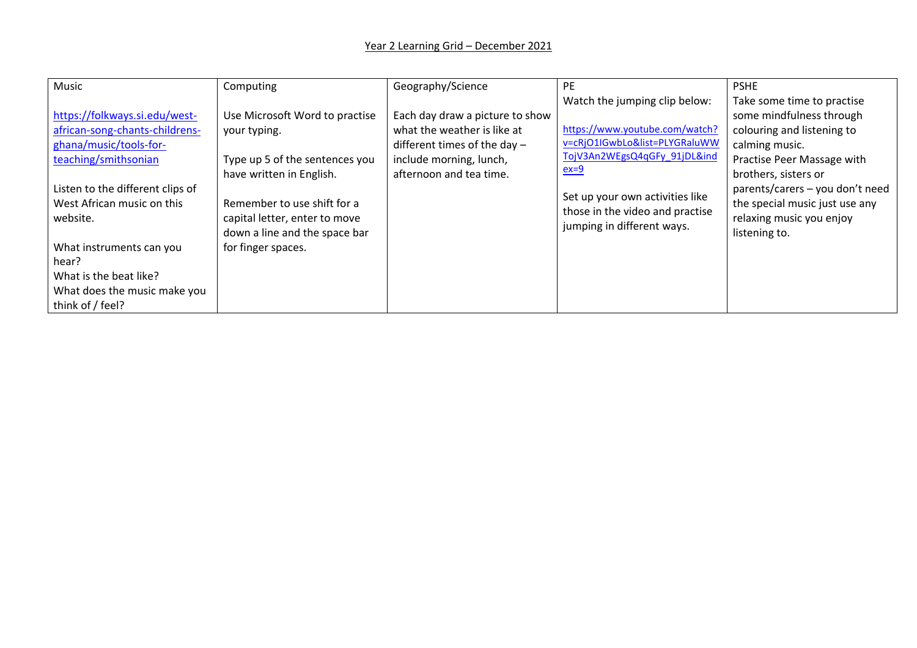Year 2 Learning Grid – December 2021

| Music | Computing | Geography/Science | PE | PSHE |
| --- | --- | --- | --- | --- |
| https://folkways.si.edu/west-african-song-chants-childrens-ghana/music/tools-for-teaching/smithsonian<br><br>Listen to the different clips of West African music on this website.<br><br>What instruments can you hear?<br>What is the beat like?<br>What does the music make you think of / feel? | Use Microsoft Word to practise your typing.<br><br>Type up 5 of the sentences you have written in English.<br><br>Remember to use shift for a capital letter, enter to move down a line and the space bar for finger spaces. | Each day draw a picture to show what the weather is like at different times of the day – include morning, lunch, afternoon and tea time. | Watch the jumping clip below:<br><br>https://www.youtube.com/watch?v=cRjO1IGwbLo&list=PLYGRaluWWTojV3An2WEgsQ4qGFy_91jDL&index=9<br><br>Set up your own activities like those in the video and practise jumping in different ways. | Take some time to practise some mindfulness through colouring and listening to calming music.<br>Practise Peer Massage with brothers, sisters or parents/carers – you don't need the special music just use any relaxing music you enjoy listening to. |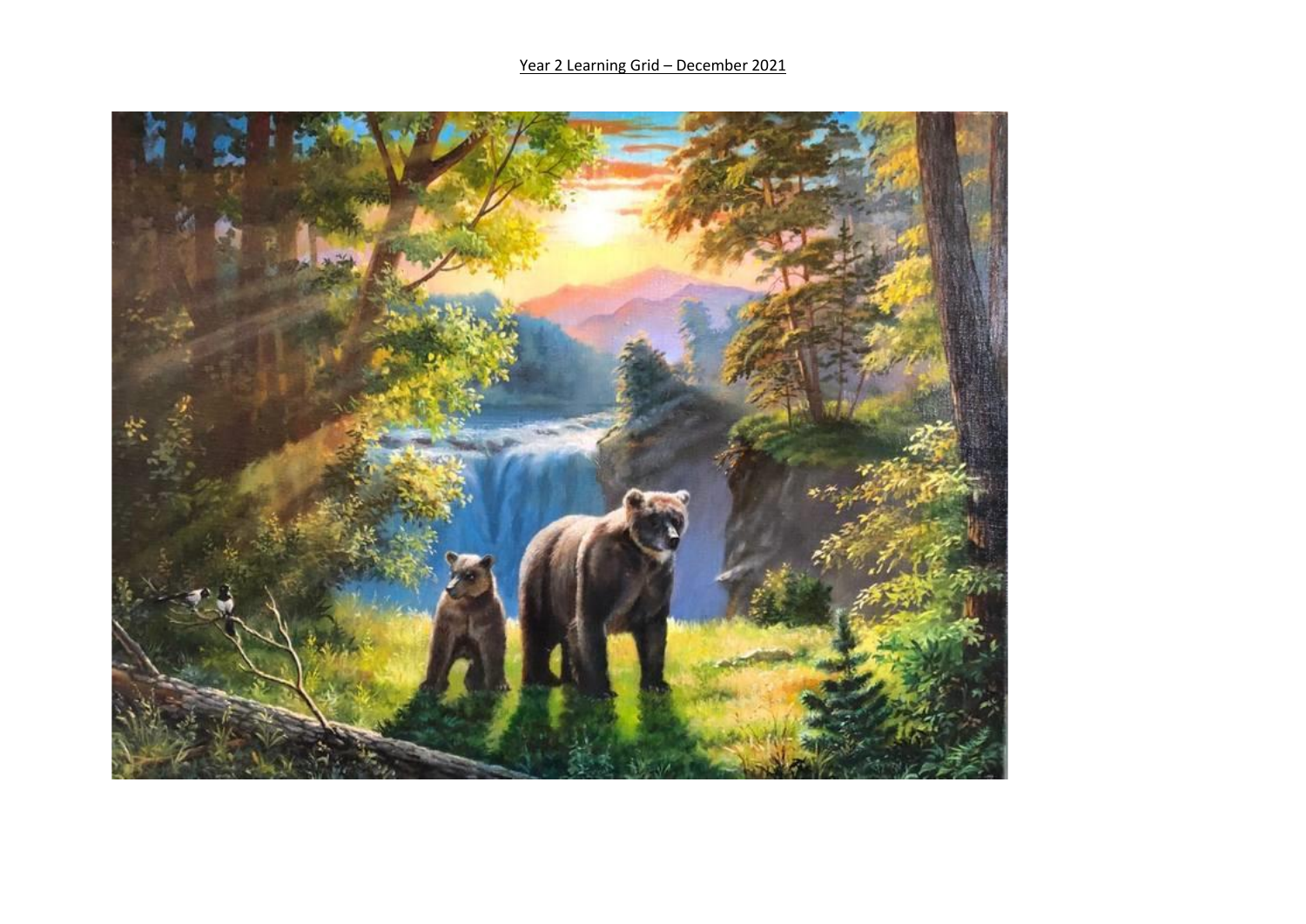Year 2 Learning Grid – December 2021